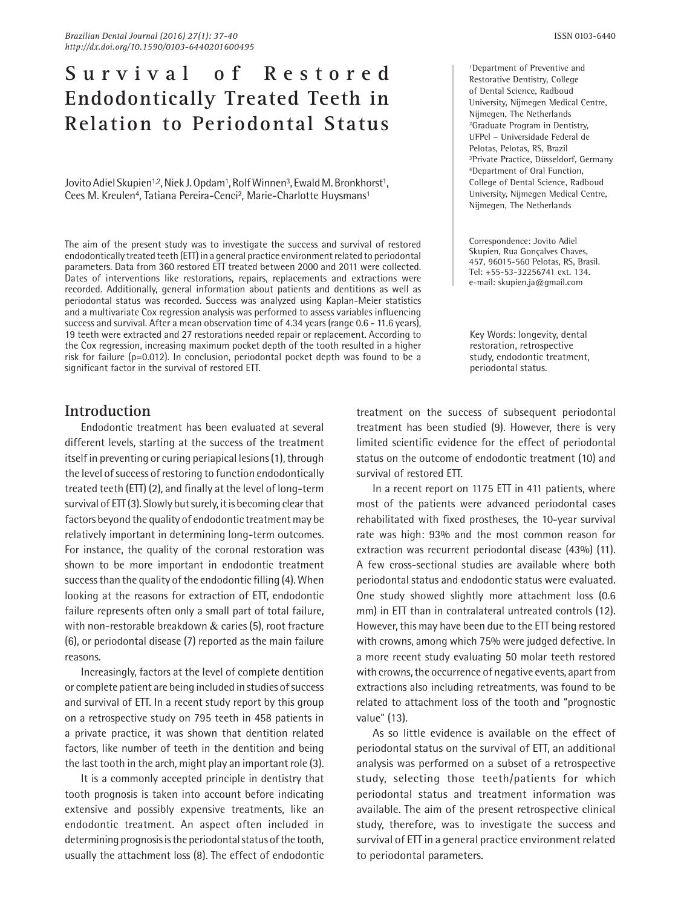# Survival of Restored Endodontically Treated Teeth in Relation to Periodontal Status

Jovito Adiel Skupien[1,2], Niek J. Opdam[1], Rolf Winnen[3], Ewald M. Bronkhorst[1], Cees M. Kreulen[4], Tatiana Pereira-Cenci[2], Marie-Charlotte Huysmans[1]

[1]Department of Preventive and Restorative Dentistry, College of Dental Science, Radboud University, Nijmegen Medical Centre, Nijmegen, The Netherlands
[2]Graduate Program in Dentistry, UFPel – Universidade Federal de Pelotas, Pelotas, RS, Brazil
[3]Private Practice, Düsseldorf, Germany
[4]Department of Oral Function, College of Dental Science, Radboud University, Nijmegen Medical Centre, Nijmegen, The Netherlands

Correspondence: Jovito Adiel Skupien, Rua Gonçalves Chaves, 457, 96015-560 Pelotas, RS, Brasil. Tel: +55-53-32256741 ext. 134. e-mail: skupien.ja@gmail.com

The aim of the present study was to investigate the success and survival of restored endodontically treated teeth (ETT) in a general practice environment related to periodontal parameters. Data from 360 restored ETT treated between 2000 and 2011 were collected. Dates of interventions like restorations, repairs, replacements and extractions were recorded. Additionally, general information about patients and dentitions as well as periodontal status was recorded. Success was analyzed using Kaplan-Meier statistics and a multivariate Cox regression analysis was performed to assess variables influencing success and survival. After a mean observation time of 4.34 years (range 0.6 - 11.6 years), 19 teeth were extracted and 27 restorations needed repair or replacement. According to the Cox regression, increasing maximum pocket depth of the tooth resulted in a higher risk for failure (p=0.012). In conclusion, periodontal pocket depth was found to be a significant factor in the survival of restored ETT.

Key Words: longevity, dental restoration, retrospective study, endodontic treatment, periodontal status.

## Introduction

Endodontic treatment has been evaluated at several different levels, starting at the success of the treatment itself in preventing or curing periapical lesions (1), through the level of success of restoring to function endodontically treated teeth (ETT) (2), and finally at the level of long-term survival of ETT (3). Slowly but surely, it is becoming clear that factors beyond the quality of endodontic treatment may be relatively important in determining long-term outcomes. For instance, the quality of the coronal restoration was shown to be more important in endodontic treatment success than the quality of the endodontic filling (4). When looking at the reasons for extraction of ETT, endodontic failure represents often only a small part of total failure, with non-restorable breakdown & caries (5), root fracture (6), or periodontal disease (7) reported as the main failure reasons.

Increasingly, factors at the level of complete dentition or complete patient are being included in studies of success and survival of ETT. In a recent study report by this group on a retrospective study on 795 teeth in 458 patients in a private practice, it was shown that dentition related factors, like number of teeth in the dentition and being the last tooth in the arch, might play an important role (3).

It is a commonly accepted principle in dentistry that tooth prognosis is taken into account before indicating extensive and possibly expensive treatments, like an endodontic treatment. An aspect often included in determining prognosis is the periodontal status of the tooth, usually the attachment loss (8). The effect of endodontic treatment on the success of subsequent periodontal treatment has been studied (9). However, there is very limited scientific evidence for the effect of periodontal status on the outcome of endodontic treatment (10) and survival of restored ETT.

In a recent report on 1175 ETT in 411 patients, where most of the patients were advanced periodontal cases rehabilitated with fixed prostheses, the 10-year survival rate was high: 93% and the most common reason for extraction was recurrent periodontal disease (43%) (11). A few cross-sectional studies are available where both periodontal status and endodontic status were evaluated. One study showed slightly more attachment loss (0.6 mm) in ETT than in contralateral untreated controls (12). However, this may have been due to the ETT being restored with crowns, among which 75% were judged defective. In a more recent study evaluating 50 molar teeth restored with crowns, the occurrence of negative events, apart from extractions also including retreatments, was found to be related to attachment loss of the tooth and "prognostic value" (13).

As so little evidence is available on the effect of periodontal status on the survival of ETT, an additional analysis was performed on a subset of a retrospective study, selecting those teeth/patients for which periodontal status and treatment information was available. The aim of the present retrospective clinical study, therefore, was to investigate the success and survival of ETT in a general practice environment related to periodontal parameters.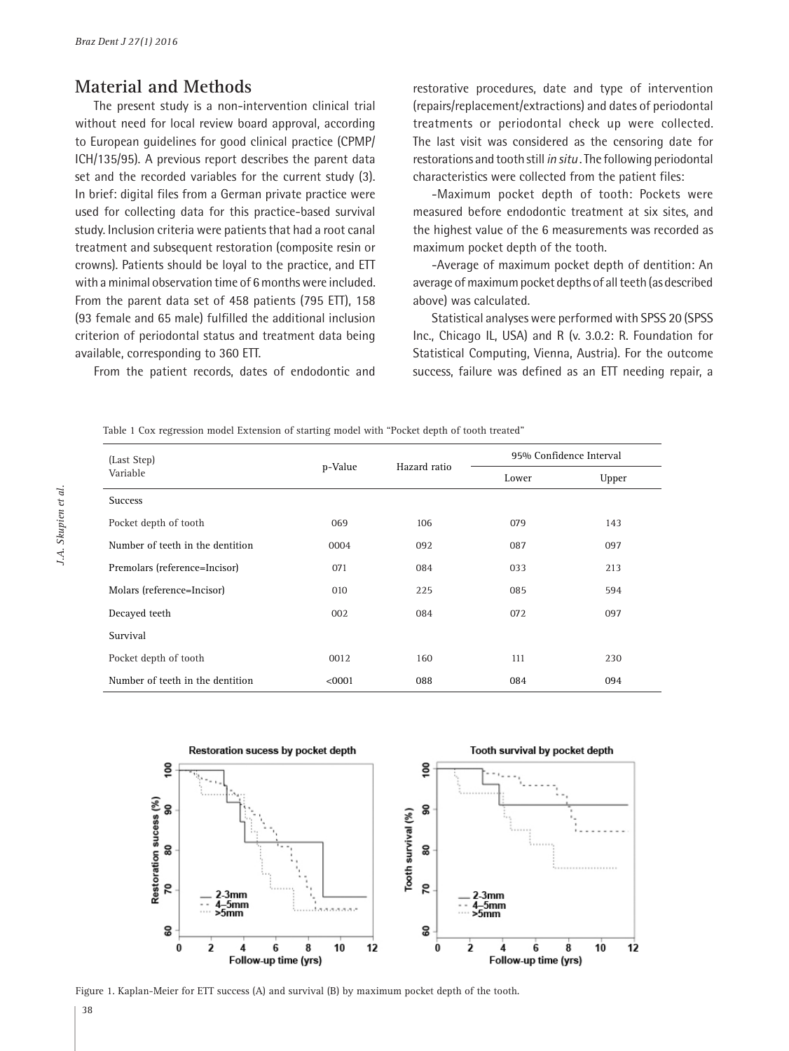## Material and Methods

The present study is a non-intervention clinical trial without need for local review board approval, according to European guidelines for good clinical practice (CPMP/ICH/135/95). A previous report describes the parent data set and the recorded variables for the current study (3). In brief: digital files from a German private practice were used for collecting data for this practice-based survival study. Inclusion criteria were patients that had a root canal treatment and subsequent restoration (composite resin or crowns). Patients should be loyal to the practice, and ETT with a minimal observation time of 6 months were included. From the parent data set of 458 patients (795 ETT), 158 (93 female and 65 male) fulfilled the additional inclusion criterion of periodontal status and treatment data being available, corresponding to 360 ETT.

From the patient records, dates of endodontic and restorative procedures, date and type of intervention (repairs/replacement/extractions) and dates of periodontal treatments or periodontal check up were collected. The last visit was considered as the censoring date for restorations and tooth still *in situ*. The following periodontal characteristics were collected from the patient files:

-Maximum pocket depth of tooth: Pockets were measured before endodontic treatment at six sites, and the highest value of the 6 measurements was recorded as maximum pocket depth of the tooth.

-Average of maximum pocket depth of dentition: An average of maximum pocket depths of all teeth (as described above) was calculated.

Statistical analyses were performed with SPSS 20 (SPSS Inc., Chicago IL, USA) and R (v. 3.0.2: R. Foundation for Statistical Computing, Vienna, Austria). For the outcome success, failure was defined as an ETT needing repair, a

Table 1 Cox regression model Extension of starting model with "Pocket depth of tooth treated"

| (Last Step) Variable | p-Value | Hazard ratio | 95% Confidence Interval | |
|---|---|---|---|---|
| | | | Lower | Upper |
| Success | | | | |
| Pocket depth of tooth | 069 | 106 | 079 | 143 |
| Number of teeth in the dentition | 0004 | 092 | 087 | 097 |
| Premolars (reference=Incisor) | 071 | 084 | 033 | 213 |
| Molars (reference=Incisor) | 010 | 225 | 085 | 594 |
| Decayed teeth | 002 | 084 | 072 | 097 |
| Survival | | | | |
| Pocket depth of tooth | 0012 | 160 | 111 | 230 |
| Number of teeth in the dentition | <0001 | 088 | 084 | 094 |

Figure 1. Kaplan-Meier for ETT success (A) and survival (B) by maximum pocket depth of the tooth.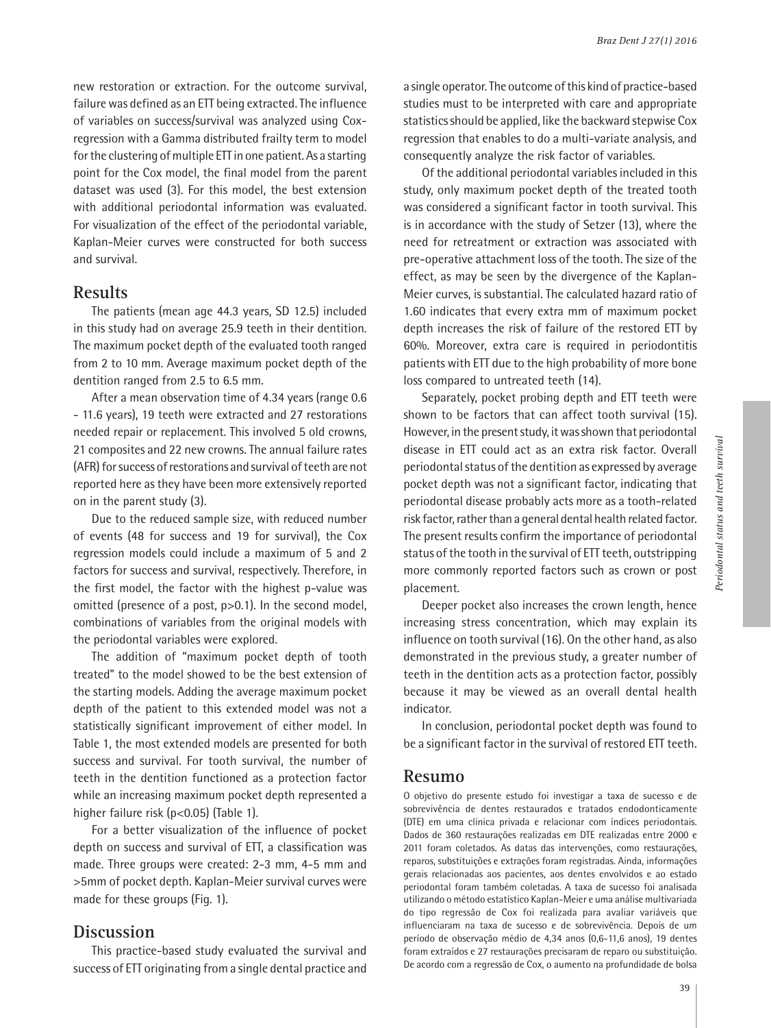new restoration or extraction. For the outcome survival, failure was defined as an ETT being extracted. The influence of variables on success/survival was analyzed using Cox-regression with a Gamma distributed frailty term to model for the clustering of multiple ETT in one patient. As a starting point for the Cox model, the final model from the parent dataset was used (3). For this model, the best extension with additional periodontal information was evaluated. For visualization of the effect of the periodontal variable, Kaplan-Meier curves were constructed for both success and survival.

## Results

The patients (mean age 44.3 years, SD 12.5) included in this study had on average 25.9 teeth in their dentition. The maximum pocket depth of the evaluated tooth ranged from 2 to 10 mm. Average maximum pocket depth of the dentition ranged from 2.5 to 6.5 mm.

After a mean observation time of 4.34 years (range 0.6 - 11.6 years), 19 teeth were extracted and 27 restorations needed repair or replacement. This involved 5 old crowns, 21 composites and 22 new crowns. The annual failure rates (AFR) for success of restorations and survival of teeth are not reported here as they have been more extensively reported on in the parent study (3).

Due to the reduced sample size, with reduced number of events (48 for success and 19 for survival), the Cox regression models could include a maximum of 5 and 2 factors for success and survival, respectively. Therefore, in the first model, the factor with the highest p-value was omitted (presence of a post, $p>0.1$). In the second model, combinations of variables from the original models with the periodontal variables were explored.

The addition of "maximum pocket depth of tooth treated" to the model showed to be the best extension of the starting models. Adding the average maximum pocket depth of the patient to this extended model was not a statistically significant improvement of either model. In Table 1, the most extended models are presented for both success and survival. For tooth survival, the number of teeth in the dentition functioned as a protection factor while an increasing maximum pocket depth represented a higher failure risk ($p<0.05$) (Table 1).

For a better visualization of the influence of pocket depth on success and survival of ETT, a classification was made. Three groups were created: 2-3 mm, 4-5 mm and >5mm of pocket depth. Kaplan-Meier survival curves were made for these groups (Fig. 1).

## Discussion

This practice-based study evaluated the survival and success of ETT originating from a single dental practice and a single operator. The outcome of this kind of practice-based studies must to be interpreted with care and appropriate statistics should be applied, like the backward stepwise Cox regression that enables to do a multi-variate analysis, and consequently analyze the risk factor of variables.

Of the additional periodontal variables included in this study, only maximum pocket depth of the treated tooth was considered a significant factor in tooth survival. This is in accordance with the study of Setzer (13), where the need for retreatment or extraction was associated with pre-operative attachment loss of the tooth. The size of the effect, as may be seen by the divergence of the Kaplan-Meier curves, is substantial. The calculated hazard ratio of 1.60 indicates that every extra mm of maximum pocket depth increases the risk of failure of the restored ETT by 60%. Moreover, extra care is required in periodontitis patients with ETT due to the high probability of more bone loss compared to untreated teeth (14).

Separately, pocket probing depth and ETT teeth were shown to be factors that can affect tooth survival (15). However, in the present study, it was shown that periodontal disease in ETT could act as an extra risk factor. Overall periodontal status of the dentition as expressed by average pocket depth was not a significant factor, indicating that periodontal disease probably acts more as a tooth-related risk factor, rather than a general dental health related factor. The present results confirm the importance of periodontal status of the tooth in the survival of ETT teeth, outstripping more commonly reported factors such as crown or post placement.

Deeper pocket also increases the crown length, hence increasing stress concentration, which may explain its influence on tooth survival (16). On the other hand, as also demonstrated in the previous study, a greater number of teeth in the dentition acts as a protection factor, possibly because it may be viewed as an overall dental health indicator.

In conclusion, periodontal pocket depth was found to be a significant factor in the survival of restored ETT teeth.

## Resumo

O objetivo do presente estudo foi investigar a taxa de sucesso e de sobrevivência de dentes restaurados e tratados endodonticamente (DTE) em uma clínica privada e relacionar com índices periodontais. Dados de 360 restaurações realizadas em DTE realizadas entre 2000 e 2011 foram coletados. As datas das intervenções, como restaurações, reparos, substituições e extrações foram registradas. Ainda, informações gerais relacionadas aos pacientes, aos dentes envolvidos e ao estado periodontal foram também coletadas. A taxa de sucesso foi analisada utilizando o método estatístico Kaplan-Meier e uma análise multivariada do tipo regressão de Cox foi realizada para avaliar variáveis que influenciaram na taxa de sucesso e de sobrevivência. Depois de um período de observação médio de 4,34 anos (0,6-11,6 anos), 19 dentes foram extraídos e 27 restaurações precisaram de reparo ou substituição. De acordo com a regressão de Cox, o aumento na profundidade de bolsa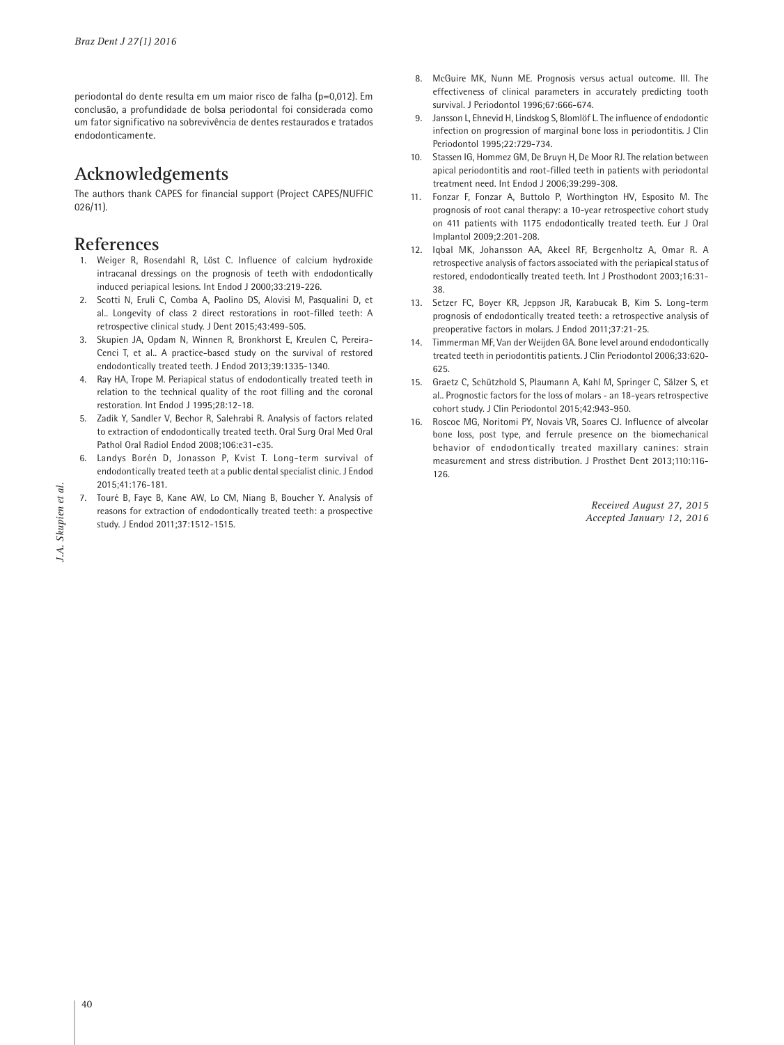periodontal do dente resulta em um maior risco de falha (p=0,012). Em conclusão, a profundidade de bolsa periodontal foi considerada como um fator significativo na sobrevivência de dentes restaurados e tratados endodonticamente.

## Acknowledgements

The authors thank CAPES for financial support (Project CAPES/NUFFIC 026/11).

## References

1. Weiger R, Rosendahl R, Löst C. Influence of calcium hydroxide intracanal dressings on the prognosis of teeth with endodontically induced periapical lesions. Int Endod J 2000;33:219-226.
2. Scotti N, Eruli C, Comba A, Paolino DS, Alovisi M, Pasqualini D, et al.. Longevity of class 2 direct restorations in root-filled teeth: A retrospective clinical study. J Dent 2015;43:499-505.
3. Skupien JA, Opdam N, Winnen R, Bronkhorst E, Kreulen C, Pereira-Cenci T, et al.. A practice-based study on the survival of restored endodontically treated teeth. J Endod 2013;39:1335-1340.
4. Ray HA, Trope M. Periapical status of endodontically treated teeth in relation to the technical quality of the root filling and the coronal restoration. Int Endod J 1995;28:12-18.
5. Zadik Y, Sandler V, Bechor R, Salehrabi R. Analysis of factors related to extraction of endodontically treated teeth. Oral Surg Oral Med Oral Pathol Oral Radiol Endod 2008;106:e31-e35.
6. Landys Borén D, Jonasson P, Kvist T. Long-term survival of endodontically treated teeth at a public dental specialist clinic. J Endod 2015;41:176-181.
7. Touré B, Faye B, Kane AW, Lo CM, Niang B, Boucher Y. Analysis of reasons for extraction of endodontically treated teeth: a prospective study. J Endod 2011;37:1512-1515.
8. McGuire MK, Nunn ME. Prognosis versus actual outcome. III. The effectiveness of clinical parameters in accurately predicting tooth survival. J Periodontol 1996;67:666-674.
9. Jansson L, Ehnevid H, Lindskog S, Blomlöf L. The influence of endodontic infection on progression of marginal bone loss in periodontitis. J Clin Periodontol 1995;22:729-734.
10. Stassen IG, Hommez GM, De Bruyn H, De Moor RJ. The relation between apical periodontitis and root-filled teeth in patients with periodontal treatment need. Int Endod J 2006;39:299-308.
11. Fonzar F, Fonzar A, Buttolo P, Worthington HV, Esposito M. The prognosis of root canal therapy: a 10-year retrospective cohort study on 411 patients with 1175 endodontically treated teeth. Eur J Oral Implantol 2009;2:201-208.
12. Iqbal MK, Johansson AA, Akeel RF, Bergenholtz A, Omar R. A retrospective analysis of factors associated with the periapical status of restored, endodontically treated teeth. Int J Prosthodont 2003;16:31-38.
13. Setzer FC, Boyer KR, Jeppson JR, Karabucak B, Kim S. Long-term prognosis of endodontically treated teeth: a retrospective analysis of preoperative factors in molars. J Endod 2011;37:21-25.
14. Timmerman MF, Van der Weijden GA. Bone level around endodontically treated teeth in periodontitis patients. J Clin Periodontol 2006;33:620-625.
15. Graetz C, Schützhold S, Plaumann A, Kahl M, Springer C, Sälzer S, et al.. Prognostic factors for the loss of molars - an 18-years retrospective cohort study. J Clin Periodontol 2015;42:943-950.
16. Roscoe MG, Noritomi PY, Novais VR, Soares CJ. Influence of alveolar bone loss, post type, and ferrule presence on the biomechanical behavior of endodontically treated maxillary canines: strain measurement and stress distribution. J Prosthet Dent 2013;110:116-126.

*Received August 27, 2015*
*Accepted January 12, 2016*